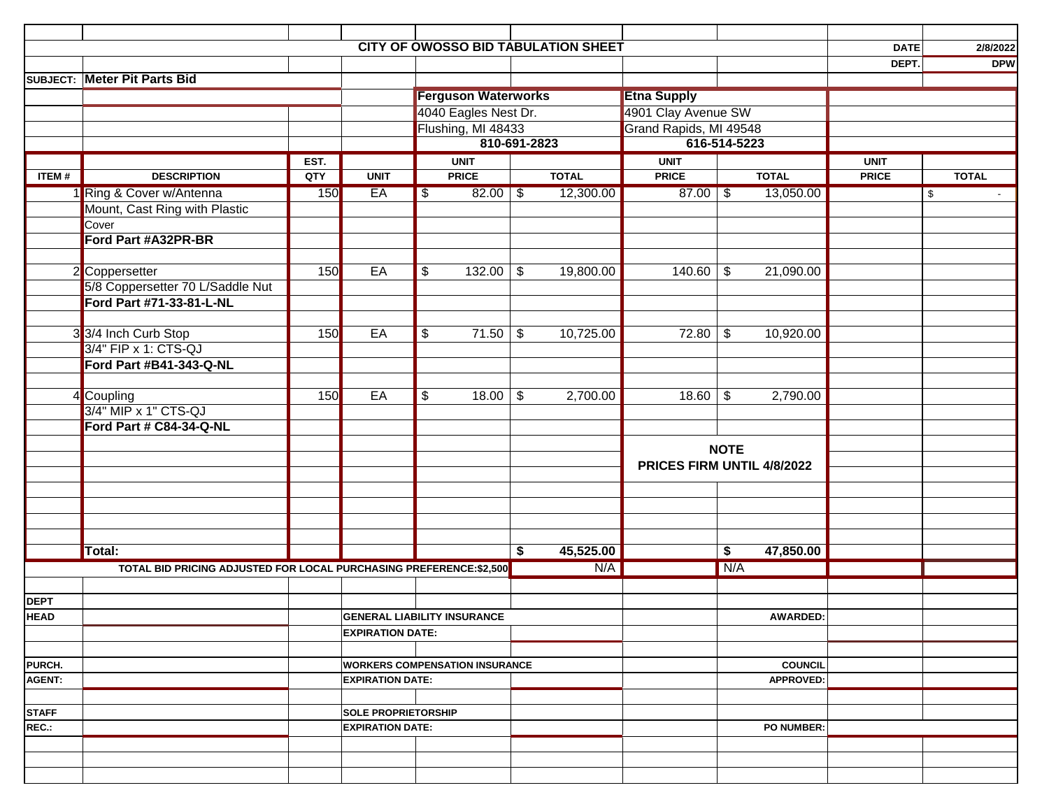# CITY OF OWOSSO BID TABULATION SHEET

**DATE** 2/8/2022
**DEPT.** DPW

**SUBJECT:** **Meter Pit Parts Bid**

| | | | | **Ferguson Waterworks** 4040 Eagles Nest Dr. Flushing, MI 48433 810-691-2823 | | **Etna Supply** 4901 Clay Avenue SW Grand Rapids, MI 49548 616-514-5223 | | | |
|---|---|---|---|---|---|---|---|---|---|
| **ITEM #** | **DESCRIPTION** | **EST. QTY** | **UNIT** | **UNIT PRICE** | **TOTAL** | **UNIT PRICE** | **TOTAL** | **UNIT PRICE** | **TOTAL** |
| 1 | Ring & Cover w/Antenna Mount, Cast Ring with Plastic Cover **Ford Part #A32PR-BR** | 150 | EA | $ 82.00 | $ 12,300.00 | 87.00 | $ 13,050.00 | | $ - |
| 2 | Coppersetter 5/8 Coppersetter 70 L/Saddle Nut **Ford Part #71-33-81-L-NL** | 150 | EA | $ 132.00 | $ 19,800.00 | 140.60 | $ 21,090.00 | | |
| 3 | 3/4 Inch Curb Stop 3/4" FIP x 1: CTS-QJ **Ford Part #B41-343-Q-NL** | 150 | EA | $ 71.50 | $ 10,725.00 | 72.80 | $ 10,920.00 | | |
| 4 | Coupling 3/4" MIP x 1" CTS-QJ **Ford Part # C84-34-Q-NL** | 150 | EA | $ 18.00 | $ 2,700.00 | 18.60 | $ 2,790.00 | | |
| | | | | | | **NOTE** **PRICES FIRM UNTIL 4/8/2022** | | | |
| | **Total:** | | | | **$ 45,525.00** | | **$ 47,850.00** | | |
| | **TOTAL BID PRICING ADJUSTED FOR LOCAL PURCHASING PREFERENCE:$2,500** | | | | N/A | | N/A | | |

| | | | |
|---|---|---|---|
| **DEPT HEAD** | | **GENERAL LIABILITY INSURANCE** **EXPIRATION DATE:** | **AWARDED:** |
| **PURCH. AGENT:** | | **WORKERS COMPENSATION INSURANCE** **EXPIRATION DATE:** | **COUNCIL APPROVED:** |
| **STAFF REC.:** | | **SOLE PROPRIETORSHIP** **EXPIRATION DATE:** | **PO NUMBER:** |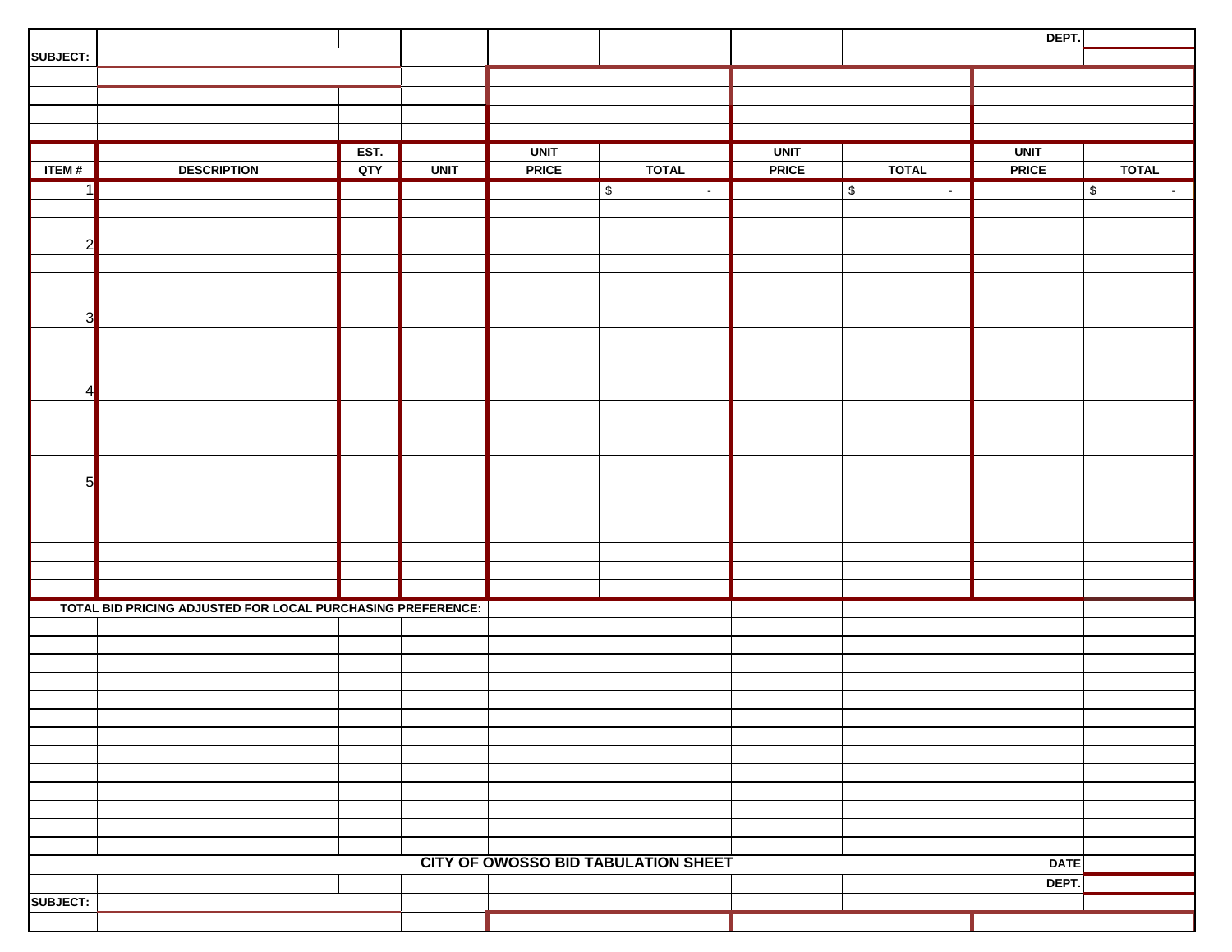| | | | | | | | | | DEPT. |
|---|---|---|---|---|---|---|---|---|---|
| **SUBJECT:** | | | | | | | | | |

| ITEM # | DESCRIPTION | EST. QTY | UNIT | UNIT PRICE | TOTAL | UNIT PRICE | TOTAL | UNIT PRICE | TOTAL |
|---|---|---|---|---|---|---|---|---|---|
| 1 | | | | | $ - | | $ - | | $ - |
| | | | | | | | | | |
| | | | | | | | | | |
| 2 | | | | | | | | | |
| | | | | | | | | | |
| | | | | | | | | | |
| | | | | | | | | | |
| 3 | | | | | | | | | |
| | | | | | | | | | |
| | | | | | | | | | |
| | | | | | | | | | |
| 4 | | | | | | | | | |
| | | | | | | | | | |
| | | | | | | | | | |
| | | | | | | | | | |
| | | | | | | | | | |
| 5 | | | | | | | | | |
| | | | | | | | | | |
| | | | | | | | | | |
| | | | | | | | | | |
| | | | | | | | | | |
| | | | | | | | | | |
| | | | | | | | | | |

**TOTAL BID PRICING ADJUSTED FOR LOCAL PURCHASING PREFERENCE:**

**CITY OF OWOSSO BID TABULATION SHEET**

| | | | | | | | | | |
|---|---|---|---|---|---|---|---|---|---|
| | | | | | | | | **DATE** | |
| | | | | | | | | **DEPT.** | |
| **SUBJECT:** | | | | | | | | | |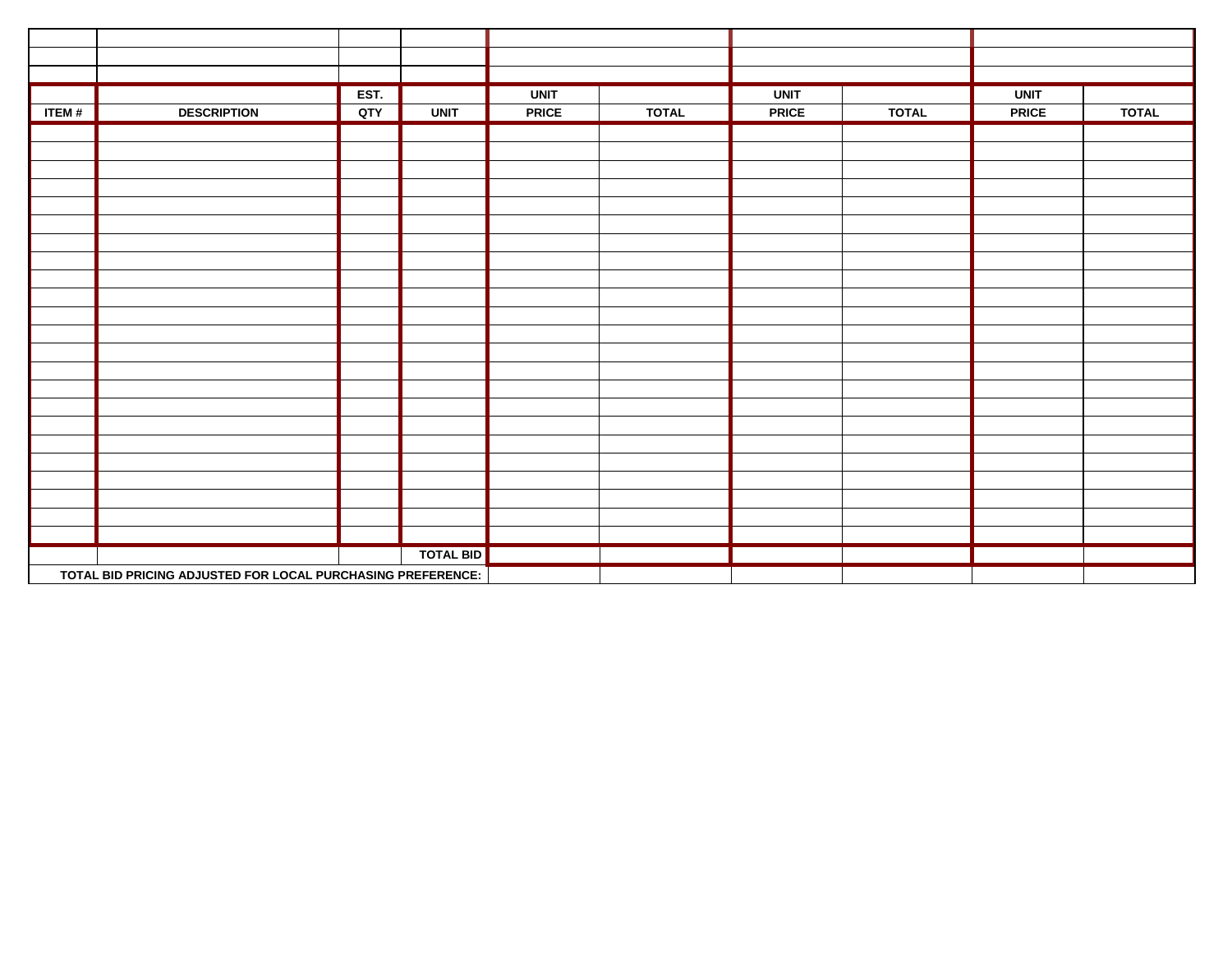| | | | | | | | | | |
|---|---|---|---|---|---|---|---|---|---|
| | | | | | | | | | |
| | | | | | | | | | |
| | | | | | | | | | |
| | | EST. | | UNIT | | UNIT | | UNIT | |
| ITEM # | DESCRIPTION | QTY | UNIT | PRICE | TOTAL | PRICE | TOTAL | PRICE | TOTAL |
| | | | | | | | | | |
| | | | | | | | | | |
| | | | | | | | | | |
| | | | | | | | | | |
| | | | | | | | | | |
| | | | | | | | | | |
| | | | | | | | | | |
| | | | | | | | | | |
| | | | | | | | | | |
| | | | | | | | | | |
| | | | | | | | | | |
| | | | | | | | | | |
| | | | | | | | | | |
| | | | | | | | | | |
| | | | | | | | | | |
| | | | | | | | | | |
| | | | | | | | | | |
| | | | | | | | | | |
| | | | | | | | | | |
| | | | | | | | | | |
| | | | | | | | | | |
| | | | | | | | | | |
| | | | | | | | | | |
| | | | TOTAL BID | | | | | | |
| TOTAL BID PRICING ADJUSTED FOR LOCAL PURCHASING PREFERENCE: | | | | | | | | | |